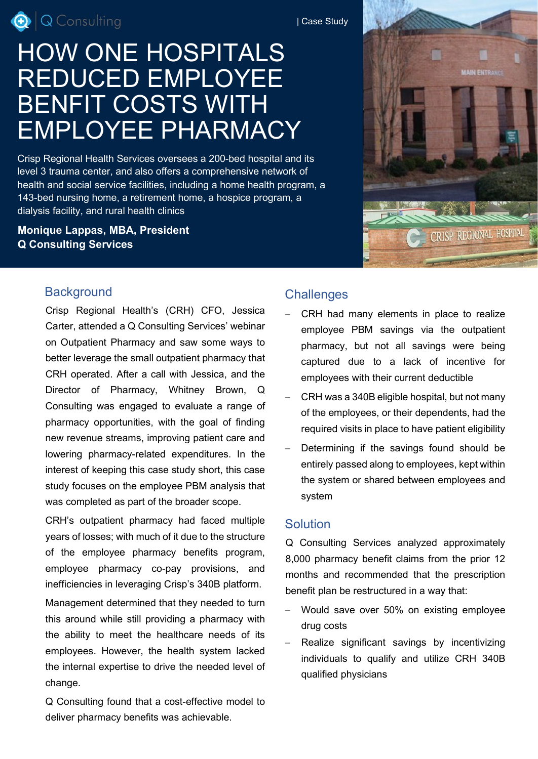Q Consulting | Case Study

# HOW ONE HOSPITALS REDUCED EMPLOYEE BENFIT COSTS WITH EMPLOYEE PHARMACY

Crisp Regional Health Services oversees a 200-bed hospital and its level 3 trauma center, and also offers a comprehensive network of health and social service facilities, including a home health program, a 143-bed nursing home, a retirement home, a hospice program, a dialysis facility, and rural health clinics

**Monique Lappas, MBA, President**
**Q Consulting Services**

## Background

Crisp Regional Health's (CRH) CFO, Jessica Carter, attended a Q Consulting Services' webinar on Outpatient Pharmacy and saw some ways to better leverage the small outpatient pharmacy that CRH operated. After a call with Jessica, and the Director of Pharmacy, Whitney Brown, Q Consulting was engaged to evaluate a range of pharmacy opportunities, with the goal of finding new revenue streams, improving patient care and lowering pharmacy-related expenditures. In the interest of keeping this case study short, this case study focuses on the employee PBM analysis that was completed as part of the broader scope.

CRH's outpatient pharmacy had faced multiple years of losses; with much of it due to the structure of the employee pharmacy benefits program, employee pharmacy co-pay provisions, and inefficiencies in leveraging Crisp's 340B platform.

Management determined that they needed to turn this around while still providing a pharmacy with the ability to meet the healthcare needs of its employees. However, the health system lacked the internal expertise to drive the needed level of change.

Q Consulting found that a cost-effective model to deliver pharmacy benefits was achievable.

## Challenges

- CRH had many elements in place to realize employee PBM savings via the outpatient pharmacy, but not all savings were being captured due to a lack of incentive for employees with their current deductible
- CRH was a 340B eligible hospital, but not many of the employees, or their dependents, had the required visits in place to have patient eligibility
- Determining if the savings found should be entirely passed along to employees, kept within the system or shared between employees and system

## Solution

Q Consulting Services analyzed approximately 8,000 pharmacy benefit claims from the prior 12 months and recommended that the prescription benefit plan be restructured in a way that:

- Would save over 50% on existing employee drug costs
- Realize significant savings by incentivizing individuals to qualify and utilize CRH 340B qualified physicians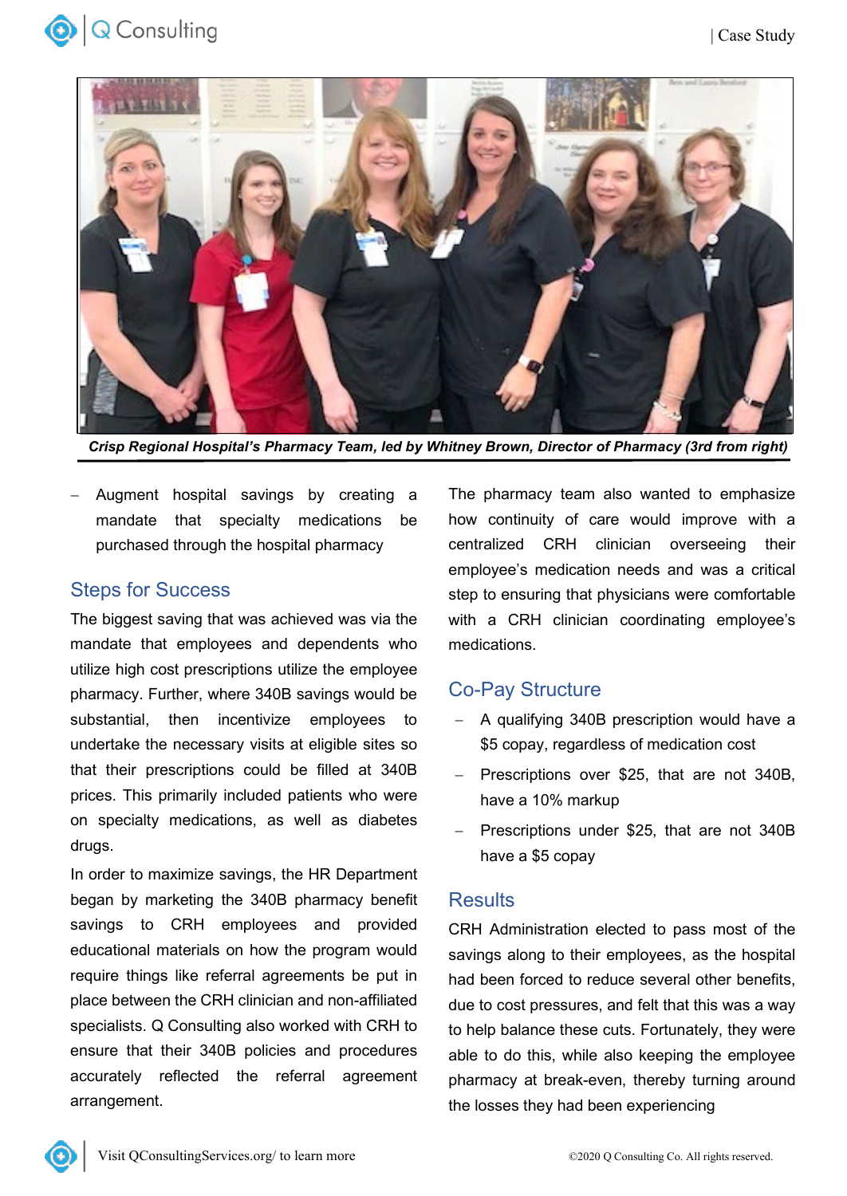*Crisp Regional Hospital's Pharmacy Team, led by Whitney Brown, Director of Pharmacy (3rd from right)*

- Augment hospital savings by creating a mandate that specialty medications be purchased through the hospital pharmacy

## Steps for Success

The biggest saving that was achieved was via the mandate that employees and dependents who utilize high cost prescriptions utilize the employee pharmacy. Further, where 340B savings would be substantial, then incentivize employees to undertake the necessary visits at eligible sites so that their prescriptions could be filled at 340B prices. This primarily included patients who were on specialty medications, as well as diabetes drugs.

In order to maximize savings, the HR Department began by marketing the 340B pharmacy benefit savings to CRH employees and provided educational materials on how the program would require things like referral agreements be put in place between the CRH clinician and non-affiliated specialists. Q Consulting also worked with CRH to ensure that their 340B policies and procedures accurately reflected the referral agreement arrangement.

The pharmacy team also wanted to emphasize how continuity of care would improve with a centralized CRH clinician overseeing their employee's medication needs and was a critical step to ensuring that physicians were comfortable with a CRH clinician coordinating employee's medications.

## Co-Pay Structure

- A qualifying 340B prescription would have a $5 copay, regardless of medication cost
- Prescriptions over $25, that are not 340B, have a 10% markup
- Prescriptions under $25, that are not 340B have a $5 copay

## Results

CRH Administration elected to pass most of the savings along to their employees, as the hospital had been forced to reduce several other benefits, due to cost pressures, and felt that this was a way to help balance these cuts. Fortunately, they were able to do this, while also keeping the employee pharmacy at break-even, thereby turning around the losses they had been experiencing

Visit QConsultingServices.org/ to learn more

©2020 Q Consulting Co. All rights reserved.